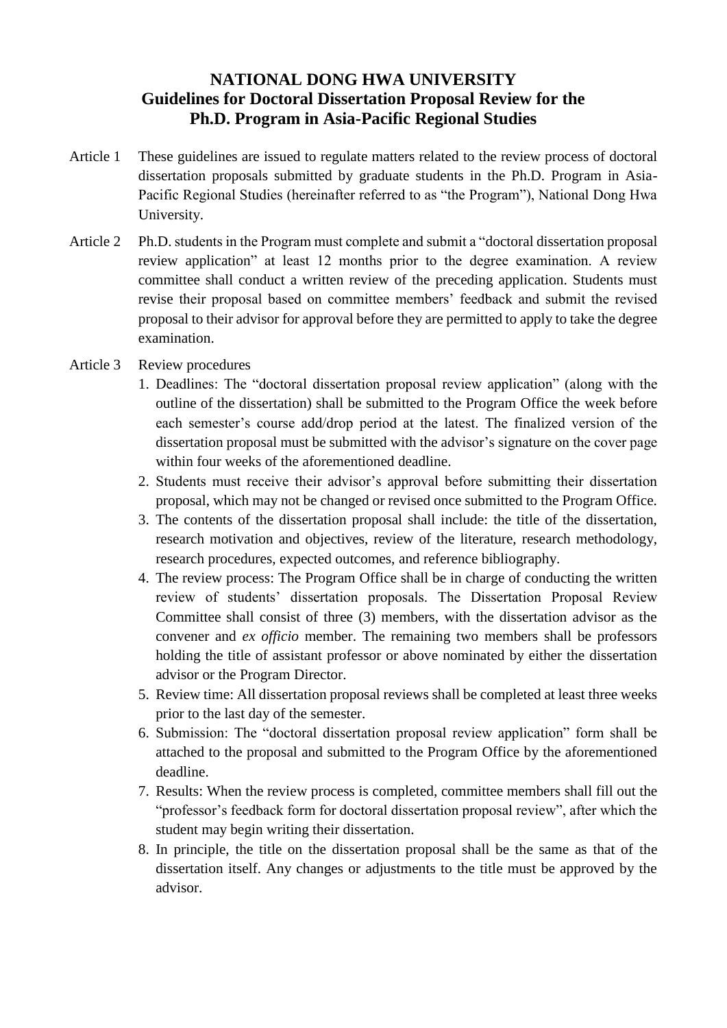# NATIONAL DONG HWA UNIVERSITY
## Guidelines for Doctoral Dissertation Proposal Review for the Ph.D. Program in Asia-Pacific Regional Studies

Article 1 These guidelines are issued to regulate matters related to the review process of doctoral dissertation proposals submitted by graduate students in the Ph.D. Program in Asia-Pacific Regional Studies (hereinafter referred to as "the Program"), National Dong Hwa University.

Article 2 Ph.D. students in the Program must complete and submit a "doctoral dissertation proposal review application" at least 12 months prior to the degree examination. A review committee shall conduct a written review of the preceding application. Students must revise their proposal based on committee members' feedback and submit the revised proposal to their advisor for approval before they are permitted to apply to take the degree examination.

Article 3 Review procedures

1. Deadlines: The "doctoral dissertation proposal review application" (along with the outline of the dissertation) shall be submitted to the Program Office the week before each semester's course add/drop period at the latest. The finalized version of the dissertation proposal must be submitted with the advisor's signature on the cover page within four weeks of the aforementioned deadline.
2. Students must receive their advisor's approval before submitting their dissertation proposal, which may not be changed or revised once submitted to the Program Office.
3. The contents of the dissertation proposal shall include: the title of the dissertation, research motivation and objectives, review of the literature, research methodology, research procedures, expected outcomes, and reference bibliography.
4. The review process: The Program Office shall be in charge of conducting the written review of students' dissertation proposals. The Dissertation Proposal Review Committee shall consist of three (3) members, with the dissertation advisor as the convener and *ex officio* member. The remaining two members shall be professors holding the title of assistant professor or above nominated by either the dissertation advisor or the Program Director.
5. Review time: All dissertation proposal reviews shall be completed at least three weeks prior to the last day of the semester.
6. Submission: The "doctoral dissertation proposal review application" form shall be attached to the proposal and submitted to the Program Office by the aforementioned deadline.
7. Results: When the review process is completed, committee members shall fill out the "professor's feedback form for doctoral dissertation proposal review", after which the student may begin writing their dissertation.
8. In principle, the title on the dissertation proposal shall be the same as that of the dissertation itself. Any changes or adjustments to the title must be approved by the advisor.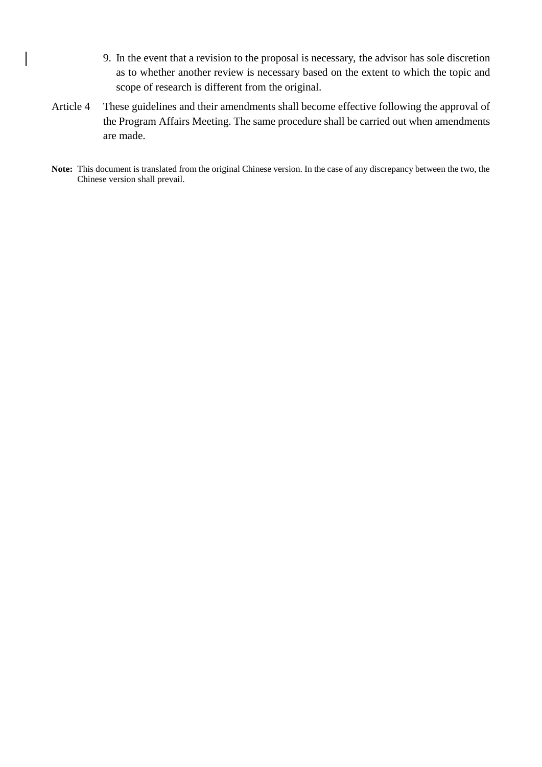9. In the event that a revision to the proposal is necessary, the advisor has sole discretion as to whether another review is necessary based on the extent to which the topic and scope of research is different from the original.

Article 4 These guidelines and their amendments shall become effective following the approval of the Program Affairs Meeting. The same procedure shall be carried out when amendments are made.

**Note:** This document is translated from the original Chinese version. In the case of any discrepancy between the two, the Chinese version shall prevail.